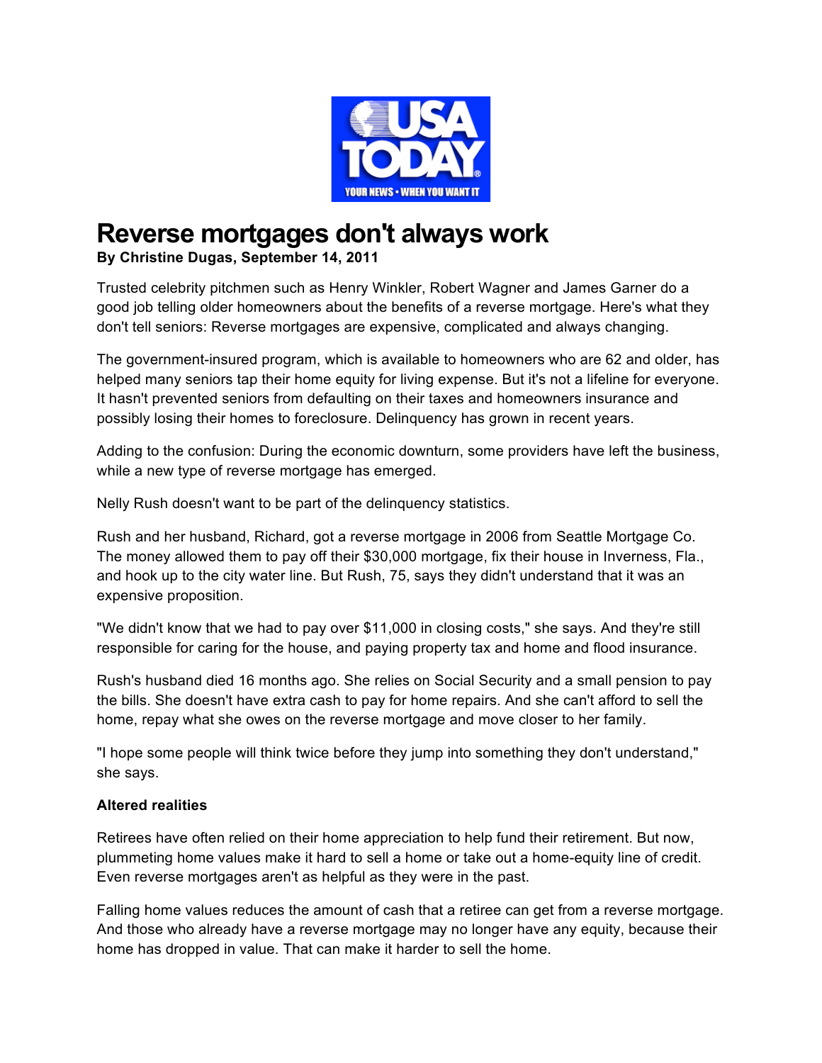# Reverse mortgages don't always work

**By Christine Dugas, September 14, 2011**

Trusted celebrity pitchmen such as Henry Winkler, Robert Wagner and James Garner do a good job telling older homeowners about the benefits of a reverse mortgage. Here's what they don't tell seniors: Reverse mortgages are expensive, complicated and always changing.

The government-insured program, which is available to homeowners who are 62 and older, has helped many seniors tap their home equity for living expense. But it's not a lifeline for everyone. It hasn't prevented seniors from defaulting on their taxes and homeowners insurance and possibly losing their homes to foreclosure. Delinquency has grown in recent years.

Adding to the confusion: During the economic downturn, some providers have left the business, while a new type of reverse mortgage has emerged.

Nelly Rush doesn't want to be part of the delinquency statistics.

Rush and her husband, Richard, got a reverse mortgage in 2006 from Seattle Mortgage Co. The money allowed them to pay off their $30,000 mortgage, fix their house in Inverness, Fla., and hook up to the city water line. But Rush, 75, says they didn't understand that it was an expensive proposition.

"We didn't know that we had to pay over $11,000 in closing costs," she says. And they're still responsible for caring for the house, and paying property tax and home and flood insurance.

Rush's husband died 16 months ago. She relies on Social Security and a small pension to pay the bills. She doesn't have extra cash to pay for home repairs. And she can't afford to sell the home, repay what she owes on the reverse mortgage and move closer to her family.

"I hope some people will think twice before they jump into something they don't understand," she says.

**Altered realities**

Retirees have often relied on their home appreciation to help fund their retirement. But now, plummeting home values make it hard to sell a home or take out a home-equity line of credit. Even reverse mortgages aren't as helpful as they were in the past.

Falling home values reduces the amount of cash that a retiree can get from a reverse mortgage. And those who already have a reverse mortgage may no longer have any equity, because their home has dropped in value. That can make it harder to sell the home.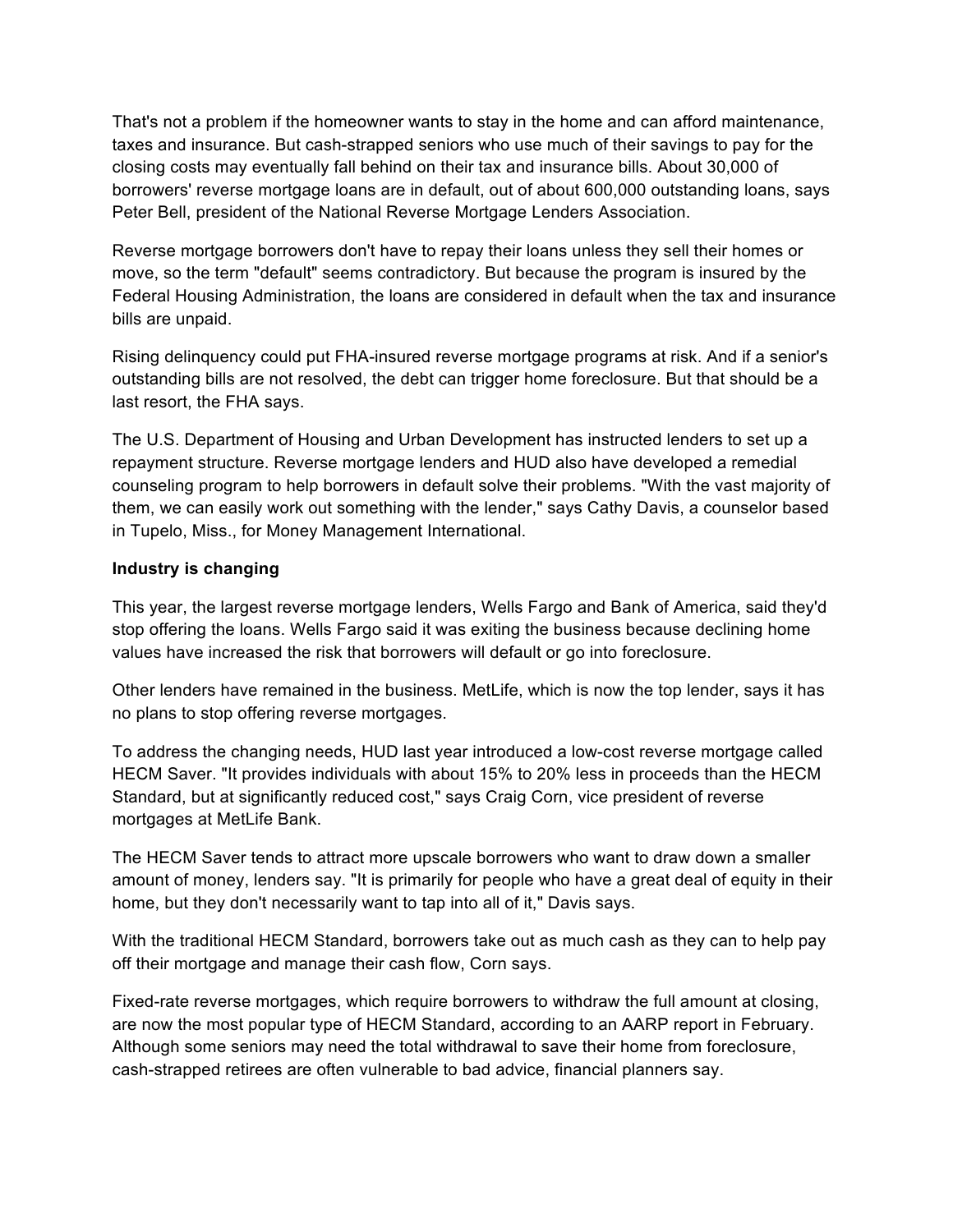That's not a problem if the homeowner wants to stay in the home and can afford maintenance, taxes and insurance. But cash-strapped seniors who use much of their savings to pay for the closing costs may eventually fall behind on their tax and insurance bills. About 30,000 of borrowers' reverse mortgage loans are in default, out of about 600,000 outstanding loans, says Peter Bell, president of the National Reverse Mortgage Lenders Association.

Reverse mortgage borrowers don't have to repay their loans unless they sell their homes or move, so the term "default" seems contradictory. But because the program is insured by the Federal Housing Administration, the loans are considered in default when the tax and insurance bills are unpaid.

Rising delinquency could put FHA-insured reverse mortgage programs at risk. And if a senior's outstanding bills are not resolved, the debt can trigger home foreclosure. But that should be a last resort, the FHA says.

The U.S. Department of Housing and Urban Development has instructed lenders to set up a repayment structure. Reverse mortgage lenders and HUD also have developed a remedial counseling program to help borrowers in default solve their problems. "With the vast majority of them, we can easily work out something with the lender," says Cathy Davis, a counselor based in Tupelo, Miss., for Money Management International.

**Industry is changing**

This year, the largest reverse mortgage lenders, Wells Fargo and Bank of America, said they'd stop offering the loans. Wells Fargo said it was exiting the business because declining home values have increased the risk that borrowers will default or go into foreclosure.

Other lenders have remained in the business. MetLife, which is now the top lender, says it has no plans to stop offering reverse mortgages.

To address the changing needs, HUD last year introduced a low-cost reverse mortgage called HECM Saver. "It provides individuals with about 15% to 20% less in proceeds than the HECM Standard, but at significantly reduced cost," says Craig Corn, vice president of reverse mortgages at MetLife Bank.

The HECM Saver tends to attract more upscale borrowers who want to draw down a smaller amount of money, lenders say. "It is primarily for people who have a great deal of equity in their home, but they don't necessarily want to tap into all of it," Davis says.

With the traditional HECM Standard, borrowers take out as much cash as they can to help pay off their mortgage and manage their cash flow, Corn says.

Fixed-rate reverse mortgages, which require borrowers to withdraw the full amount at closing, are now the most popular type of HECM Standard, according to an AARP report in February. Although some seniors may need the total withdrawal to save their home from foreclosure, cash-strapped retirees are often vulnerable to bad advice, financial planners say.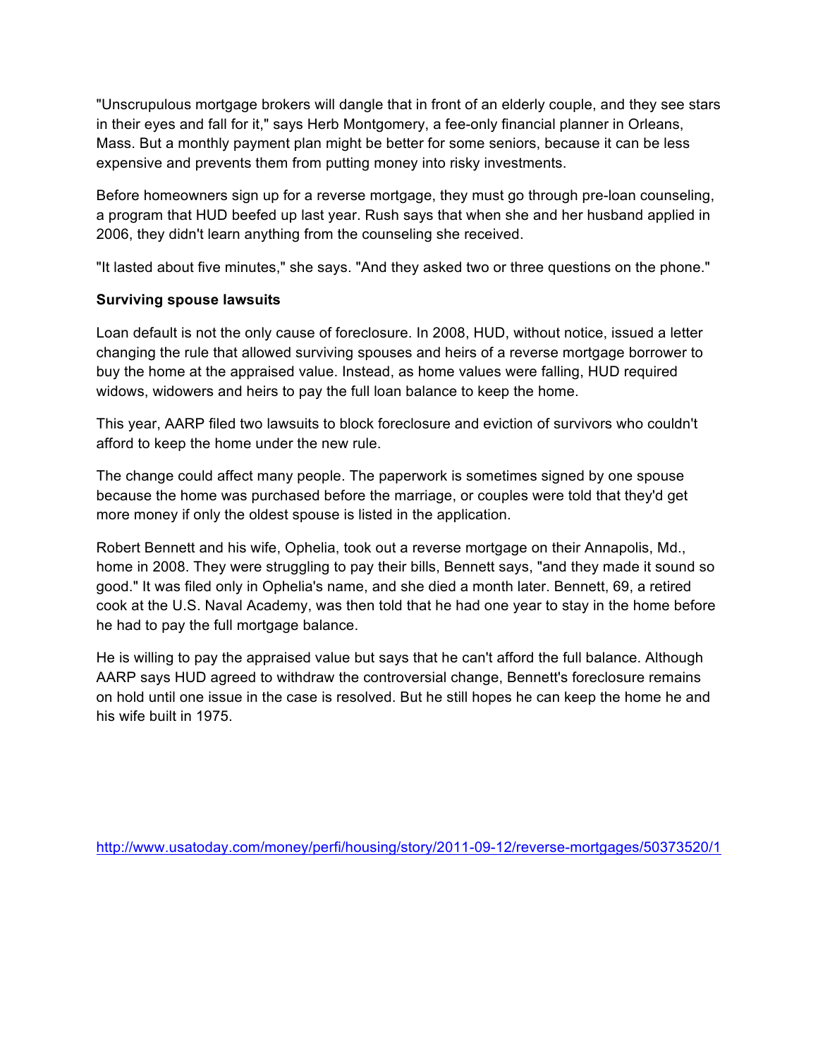"Unscrupulous mortgage brokers will dangle that in front of an elderly couple, and they see stars in their eyes and fall for it," says Herb Montgomery, a fee-only financial planner in Orleans, Mass. But a monthly payment plan might be better for some seniors, because it can be less expensive and prevents them from putting money into risky investments.

Before homeowners sign up for a reverse mortgage, they must go through pre-loan counseling, a program that HUD beefed up last year. Rush says that when she and her husband applied in 2006, they didn't learn anything from the counseling she received.

"It lasted about five minutes," she says. "And they asked two or three questions on the phone."

**Surviving spouse lawsuits**

Loan default is not the only cause of foreclosure. In 2008, HUD, without notice, issued a letter changing the rule that allowed surviving spouses and heirs of a reverse mortgage borrower to buy the home at the appraised value. Instead, as home values were falling, HUD required widows, widowers and heirs to pay the full loan balance to keep the home.

This year, AARP filed two lawsuits to block foreclosure and eviction of survivors who couldn't afford to keep the home under the new rule.

The change could affect many people. The paperwork is sometimes signed by one spouse because the home was purchased before the marriage, or couples were told that they'd get more money if only the oldest spouse is listed in the application.

Robert Bennett and his wife, Ophelia, took out a reverse mortgage on their Annapolis, Md., home in 2008. They were struggling to pay their bills, Bennett says, "and they made it sound so good." It was filed only in Ophelia's name, and she died a month later. Bennett, 69, a retired cook at the U.S. Naval Academy, was then told that he had one year to stay in the home before he had to pay the full mortgage balance.

He is willing to pay the appraised value but says that he can't afford the full balance. Although AARP says HUD agreed to withdraw the controversial change, Bennett's foreclosure remains on hold until one issue in the case is resolved. But he still hopes he can keep the home he and his wife built in 1975.

http://www.usatoday.com/money/perfi/housing/story/2011-09-12/reverse-mortgages/50373520/1